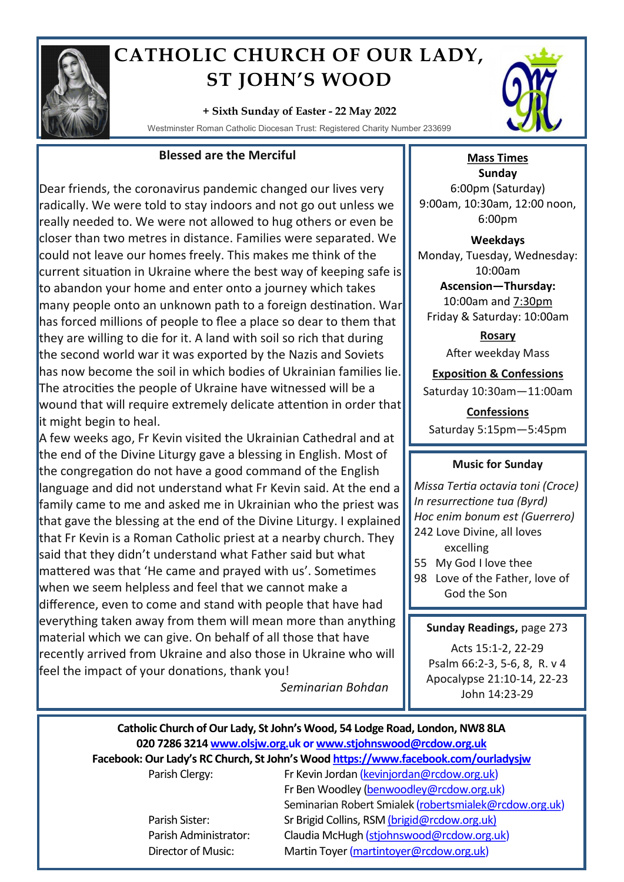# CATHOLIC CHURCH OF OUR LADY, ST JOHN'S WOOD

**+ Sixth Sunday of Easter - 22 May 2022**

Westminster Roman Catholic Diocesan Trust: Registered Charity Number 233699

## Blessed are the Merciful

Dear friends, the coronavirus pandemic changed our lives very radically. We were told to stay indoors and not go out unless we really needed to. We were not allowed to hug others or even be closer than two metres in distance. Families were separated. We could not leave our homes freely. This makes me think of the current situation in Ukraine where the best way of keeping safe is to abandon your home and enter onto a journey which takes many people onto an unknown path to a foreign destination. War has forced millions of people to flee a place so dear to them that they are willing to die for it. A land with soil so rich that during the second world war it was exported by the Nazis and Soviets has now become the soil in which bodies of Ukrainian families lie. The atrocities the people of Ukraine have witnessed will be a wound that will require extremely delicate attention in order that it might begin to heal.

A few weeks ago, Fr Kevin visited the Ukrainian Cathedral and at the end of the Divine Liturgy gave a blessing in English. Most of the congregation do not have a good command of the English language and did not understand what Fr Kevin said. At the end a family came to me and asked me in Ukrainian who the priest was that gave the blessing at the end of the Divine Liturgy. I explained that Fr Kevin is a Roman Catholic priest at a nearby church. They said that they didn't understand what Father said but what mattered was that 'He came and prayed with us'. Sometimes when we seem helpless and feel that we cannot make a difference, even to come and stand with people that have had everything taken away from them will mean more than anything material which we can give. On behalf of all those that have recently arrived from Ukraine and also those in Ukraine who will feel the impact of your donations, thank you!

*Seminarian Bohdan*

## Mass Times

**Sunday**

6:00pm (Saturday)
9:00am, 10:30am, 12:00 noon, 6:00pm

**Weekdays**

Monday, Tuesday, Wednesday: 10:00am

**Ascension—Thursday:** 10:00am and 7:30pm

Friday & Saturday: 10:00am

**Rosary**

After weekday Mass

**Exposition & Confessions**

Saturday 10:30am—11:00am

**Confessions**

Saturday 5:15pm—5:45pm

## Music for Sunday

*Missa Tertia octavia toni (Croce)*
*In resurrectione tua (Byrd)*
*Hoc enim bonum est (Guerrero)*

242 Love Divine, all loves excelling
55 My God I love thee
98 Love of the Father, love of God the Son

## Sunday Readings, page 273

Acts 15:1-2, 22-29
Psalm 66:2-3, 5-6, 8, R. v 4
Apocalypse 21:10-14, 22-23
John 14:23-29

**Catholic Church of Our Lady, St John's Wood, 54 Lodge Road, London, NW8 8LA**
**020 7286 3214 www.olsjw.org.uk or www.stjohnswood@rcdow.org.uk**
**Facebook: Our Lady's RC Church, St John's Wood https://www.facebook.com/ourladysjw**

| | |
|---|---|
| Parish Clergy: | Fr Kevin Jordan (kevinjordan@rcdow.org.uk) |
| | Fr Ben Woodley (benwoodley@rcdow.org.uk) |
| | Seminarian Robert Smialek (robertsmialek@rcdow.org.uk) |
| Parish Sister: | Sr Brigid Collins, RSM (brigid@rcdow.org.uk) |
| Parish Administrator: | Claudia McHugh (stjohnswood@rcdow.org.uk) |
| Director of Music: | Martin Toyer (martintoyer@rcdow.org.uk) |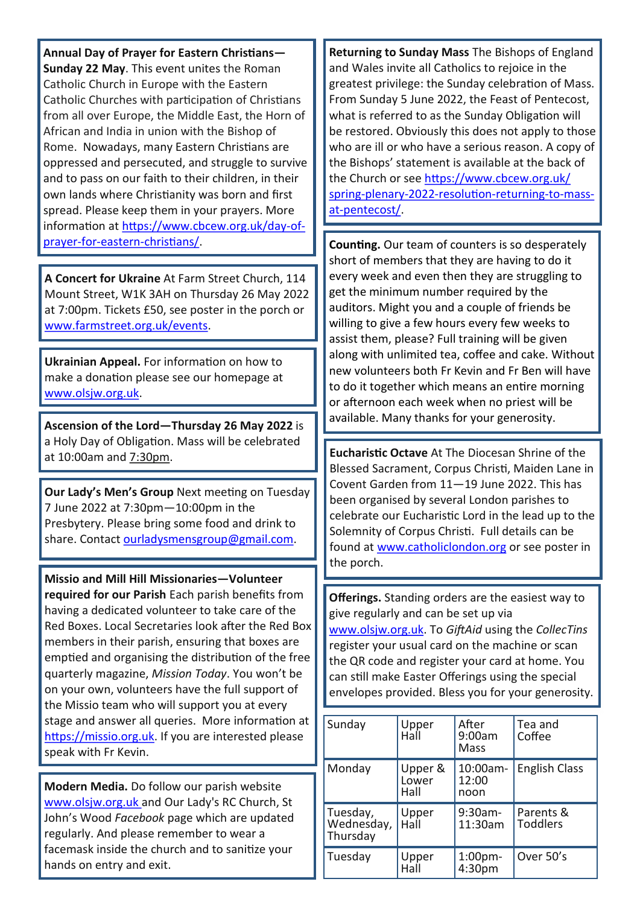**Annual Day of Prayer for Eastern Christians—Sunday 22 May**. This event unites the Roman Catholic Church in Europe with the Eastern Catholic Churches with participation of Christians from all over Europe, the Middle East, the Horn of African and India in union with the Bishop of Rome. Nowadays, many Eastern Christians are oppressed and persecuted, and struggle to survive and to pass on our faith to their children, in their own lands where Christianity was born and first spread. Please keep them in your prayers. More information at https://www.cbcew.org.uk/day-of-prayer-for-eastern-christians/.

**A Concert for Ukraine** At Farm Street Church, 114 Mount Street, W1K 3AH on Thursday 26 May 2022 at 7:00pm. Tickets £50, see poster in the porch or www.farmstreet.org.uk/events.

**Ukrainian Appeal.** For information on how to make a donation please see our homepage at www.olsjw.org.uk.

**Ascension of the Lord—Thursday 26 May 2022** is a Holy Day of Obligation. Mass will be celebrated at 10:00am and 7:30pm.

**Our Lady's Men's Group** Next meeting on Tuesday 7 June 2022 at 7:30pm—10:00pm in the Presbytery. Please bring some food and drink to share. Contact ourladysmensgroup@gmail.com.

**Missio and Mill Hill Missionaries—Volunteer required for our Parish** Each parish benefits from having a dedicated volunteer to take care of the Red Boxes. Local Secretaries look after the Red Box members in their parish, ensuring that boxes are emptied and organising the distribution of the free quarterly magazine, *Mission Today*. You won't be on your own, volunteers have the full support of the Missio team who will support you at every stage and answer all queries. More information at https://missio.org.uk. If you are interested please speak with Fr Kevin.

**Modern Media.** Do follow our parish website www.olsjw.org.uk and Our Lady's RC Church, St John's Wood *Facebook* page which are updated regularly. And please remember to wear a facemask inside the church and to sanitize your hands on entry and exit.

**Returning to Sunday Mass** The Bishops of England and Wales invite all Catholics to rejoice in the greatest privilege: the Sunday celebration of Mass. From Sunday 5 June 2022, the Feast of Pentecost, what is referred to as the Sunday Obligation will be restored. Obviously this does not apply to those who are ill or who have a serious reason. A copy of the Bishops' statement is available at the back of the Church or see https://www.cbcew.org.uk/spring-plenary-2022-resolution-returning-to-mass-at-pentecost/.

**Counting.** Our team of counters is so desperately short of members that they are having to do it every week and even then they are struggling to get the minimum number required by the auditors. Might you and a couple of friends be willing to give a few hours every few weeks to assist them, please? Full training will be given along with unlimited tea, coffee and cake. Without new volunteers both Fr Kevin and Fr Ben will have to do it together which means an entire morning or afternoon each week when no priest will be available. Many thanks for your generosity.

**Eucharistic Octave** At The Diocesan Shrine of the Blessed Sacrament, Corpus Christi, Maiden Lane in Covent Garden from 11—19 June 2022. This has been organised by several London parishes to celebrate our Eucharistic Lord in the lead up to the Solemnity of Corpus Christi. Full details can be found at www.catholiclondon.org or see poster in the porch.

**Offerings.** Standing orders are the easiest way to give regularly and can be set up via www.olsjw.org.uk. To *GiftAid* using the *CollecTins* register your usual card on the machine or scan the QR code and register your card at home. You can still make Easter Offerings using the special envelopes provided. Bless you for your generosity.

| | | | |
|---|---|---|---|
| Sunday | Upper Hall | After 9:00am Mass | Tea and Coffee |
| Monday | Upper & Lower Hall | 10:00am-12:00 noon | English Class |
| Tuesday, Wednesday, Thursday | Upper Hall | 9:30am-11:30am | Parents & Toddlers |
| Tuesday | Upper Hall | 1:00pm-4:30pm | Over 50's |